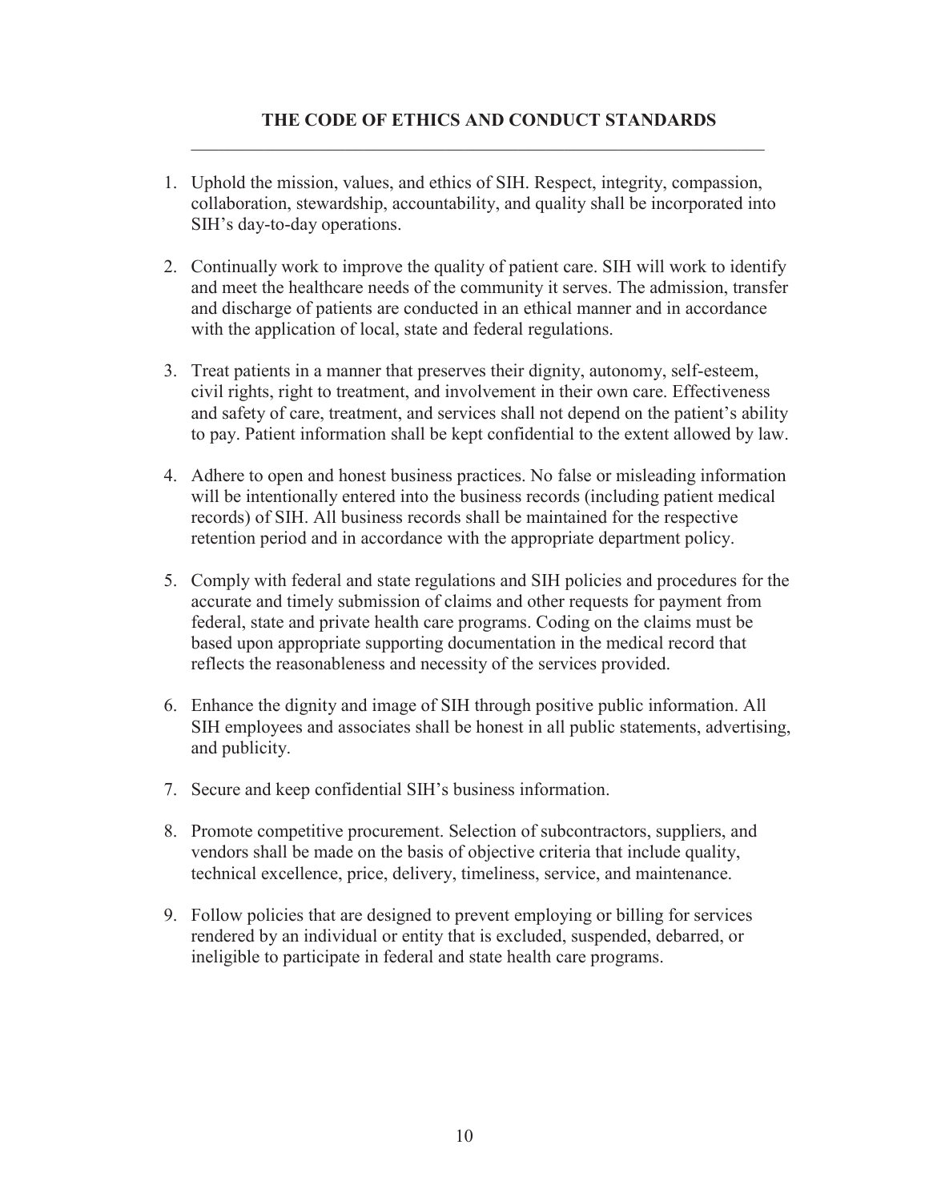## THE CODE OF ETHICS AND CONDUCT STANDARDS

1. Uphold the mission, values, and ethics of SIH. Respect, integrity, compassion, collaboration, stewardship, accountability, and quality shall be incorporated into SIH's day-to-day operations.

2. Continually work to improve the quality of patient care. SIH will work to identify and meet the healthcare needs of the community it serves. The admission, transfer and discharge of patients are conducted in an ethical manner and in accordance with the application of local, state and federal regulations.

3. Treat patients in a manner that preserves their dignity, autonomy, self-esteem, civil rights, right to treatment, and involvement in their own care. Effectiveness and safety of care, treatment, and services shall not depend on the patient's ability to pay. Patient information shall be kept confidential to the extent allowed by law.

4. Adhere to open and honest business practices. No false or misleading information will be intentionally entered into the business records (including patient medical records) of SIH. All business records shall be maintained for the respective retention period and in accordance with the appropriate department policy.

5. Comply with federal and state regulations and SIH policies and procedures for the accurate and timely submission of claims and other requests for payment from federal, state and private health care programs. Coding on the claims must be based upon appropriate supporting documentation in the medical record that reflects the reasonableness and necessity of the services provided.

6. Enhance the dignity and image of SIH through positive public information. All SIH employees and associates shall be honest in all public statements, advertising, and publicity.

7. Secure and keep confidential SIH's business information.

8. Promote competitive procurement. Selection of subcontractors, suppliers, and vendors shall be made on the basis of objective criteria that include quality, technical excellence, price, delivery, timeliness, service, and maintenance.

9. Follow policies that are designed to prevent employing or billing for services rendered by an individual or entity that is excluded, suspended, debarred, or ineligible to participate in federal and state health care programs.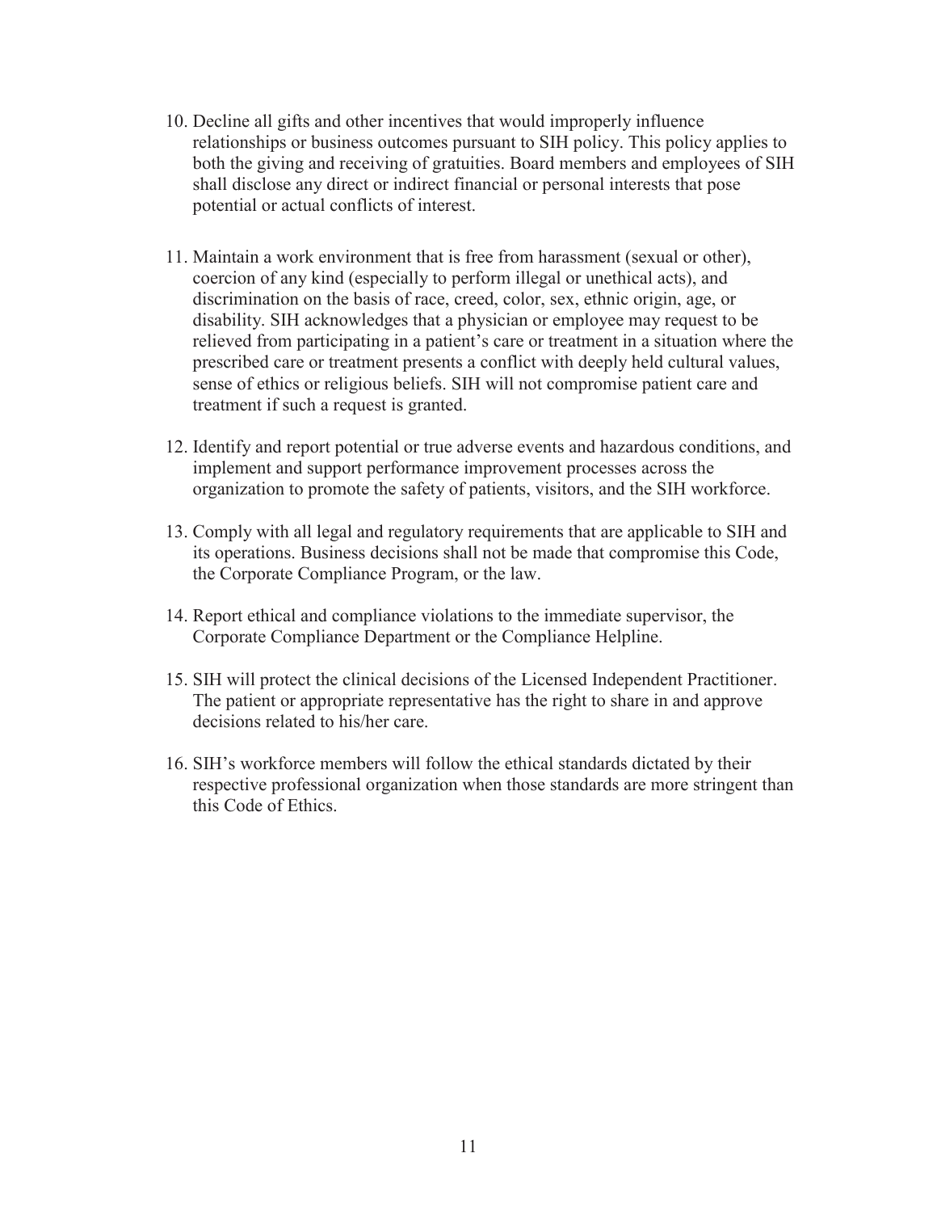10. Decline all gifts and other incentives that would improperly influence relationships or business outcomes pursuant to SIH policy. This policy applies to both the giving and receiving of gratuities. Board members and employees of SIH shall disclose any direct or indirect financial or personal interests that pose potential or actual conflicts of interest.

11. Maintain a work environment that is free from harassment (sexual or other), coercion of any kind (especially to perform illegal or unethical acts), and discrimination on the basis of race, creed, color, sex, ethnic origin, age, or disability. SIH acknowledges that a physician or employee may request to be relieved from participating in a patient's care or treatment in a situation where the prescribed care or treatment presents a conflict with deeply held cultural values, sense of ethics or religious beliefs. SIH will not compromise patient care and treatment if such a request is granted.

12. Identify and report potential or true adverse events and hazardous conditions, and implement and support performance improvement processes across the organization to promote the safety of patients, visitors, and the SIH workforce.

13. Comply with all legal and regulatory requirements that are applicable to SIH and its operations. Business decisions shall not be made that compromise this Code, the Corporate Compliance Program, or the law.

14. Report ethical and compliance violations to the immediate supervisor, the Corporate Compliance Department or the Compliance Helpline.

15. SIH will protect the clinical decisions of the Licensed Independent Practitioner. The patient or appropriate representative has the right to share in and approve decisions related to his/her care.

16. SIH's workforce members will follow the ethical standards dictated by their respective professional organization when those standards are more stringent than this Code of Ethics.